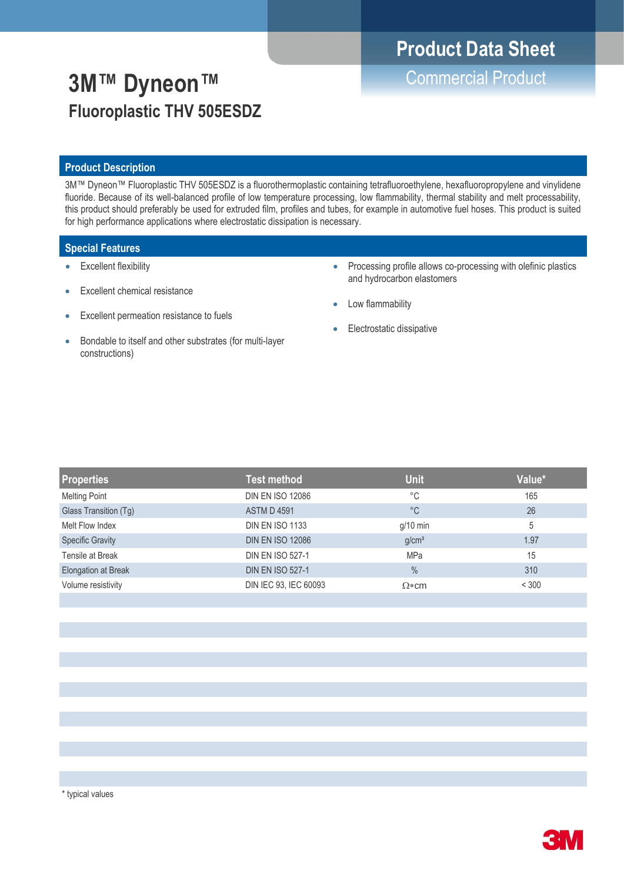Product Data Sheet

Commercial Product

# 3M™ Dyneon™

## Fluoroplastic THV 505ESDZ

### Product Description

3M™ Dyneon™ Fluoroplastic THV 505ESDZ is a fluorothermoplastic containing tetrafluoroethylene, hexafluoropropylene and vinylidene fluoride. Because of its well-balanced profile of low temperature processing, low flammability, thermal stability and melt processability, this product should preferably be used for extruded film, profiles and tubes, for example in automotive fuel hoses. This product is suited for high performance applications where electrostatic dissipation is necessary.

### Special Features

- Excellent flexibility
- Excellent chemical resistance
- Excellent permeation resistance to fuels
- Bondable to itself and other substrates (for multi-layer constructions)
- Processing profile allows co-processing with olefinic plastics and hydrocarbon elastomers
- Low flammability
- Electrostatic dissipative

| Properties | Test method | Unit | Value* |
|---|---|---|---|
| Melting Point | DIN EN ISO 12086 | °C | 165 |
| Glass Transition (Tg) | ASTM D 4591 | °C | 26 |
| Melt Flow Index | DIN EN ISO 1133 | g/10 min | 5 |
| Specific Gravity | DIN EN ISO 12086 | g/cm³ | 1.97 |
| Tensile at Break | DIN EN ISO 527-1 | MPa | 15 |
| Elongation at Break | DIN EN ISO 527-1 | % | 310 |
| Volume resistivity | DIN IEC 93, IEC 60093 | Ω*cm | < 300 |

\* typical values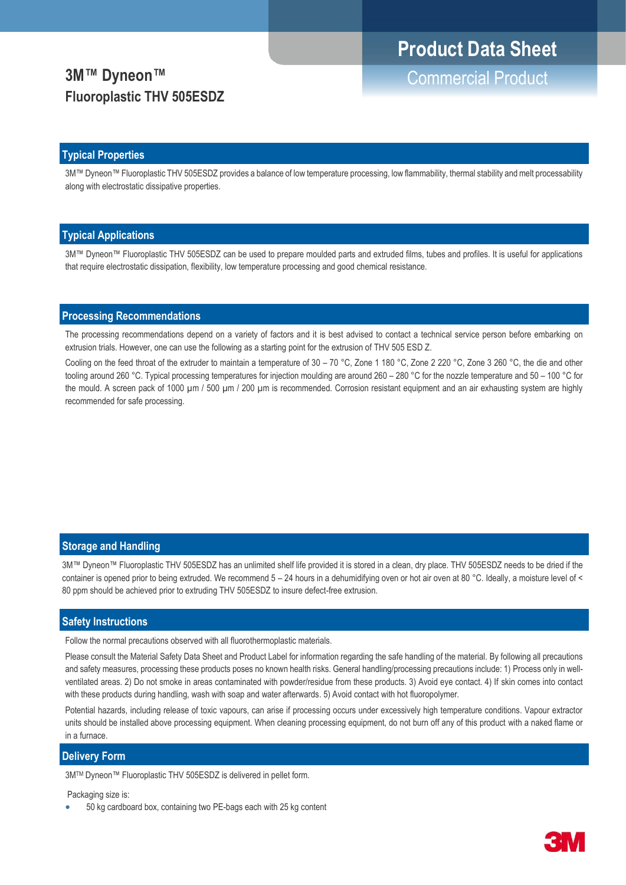# 3M™ Dyneon™ Fluoroplastic THV 505ESDZ

**Product Data Sheet**
**Commercial Product**

## Typical Properties

3M™ Dyneon™ Fluoroplastic THV 505ESDZ provides a balance of low temperature processing, low flammability, thermal stability and melt processability along with electrostatic dissipative properties.

## Typical Applications

3M™ Dyneon™ Fluoroplastic THV 505ESDZ can be used to prepare moulded parts and extruded films, tubes and profiles. It is useful for applications that require electrostatic dissipation, flexibility, low temperature processing and good chemical resistance.

## Processing Recommendations

The processing recommendations depend on a variety of factors and it is best advised to contact a technical service person before embarking on extrusion trials. However, one can use the following as a starting point for the extrusion of THV 505 ESD Z.

Cooling on the feed throat of the extruder to maintain a temperature of 30 – 70 °C, Zone 1 180 °C, Zone 2 220 °C, Zone 3 260 °C, the die and other tooling around 260 °C. Typical processing temperatures for injection moulding are around 260 – 280 °C for the nozzle temperature and 50 – 100 °C for the mould. A screen pack of 1000 µm / 500 µm / 200 µm is recommended. Corrosion resistant equipment and an air exhausting system are highly recommended for safe processing.

## Storage and Handling

3M™ Dyneon™ Fluoroplastic THV 505ESDZ has an unlimited shelf life provided it is stored in a clean, dry place. THV 505ESDZ needs to be dried if the container is opened prior to being extruded. We recommend 5 – 24 hours in a dehumidifying oven or hot air oven at 80 °C. Ideally, a moisture level of < 80 ppm should be achieved prior to extruding THV 505ESDZ to insure defect-free extrusion.

## Safety Instructions

Follow the normal precautions observed with all fluorothermoplastic materials.

Please consult the Material Safety Data Sheet and Product Label for information regarding the safe handling of the material. By following all precautions and safety measures, processing these products poses no known health risks. General handling/processing precautions include: 1) Process only in well-ventilated areas. 2) Do not smoke in areas contaminated with powder/residue from these products. 3) Avoid eye contact. 4) If skin comes into contact with these products during handling, wash with soap and water afterwards. 5) Avoid contact with hot fluoropolymer.

Potential hazards, including release of toxic vapours, can arise if processing occurs under excessively high temperature conditions. Vapour extractor units should be installed above processing equipment. When cleaning processing equipment, do not burn off any of this product with a naked flame or in a furnace.

## Delivery Form

3M™ Dyneon™ Fluoroplastic THV 505ESDZ is delivered in pellet form.

Packaging size is:

- 50 kg cardboard box, containing two PE-bags each with 25 kg content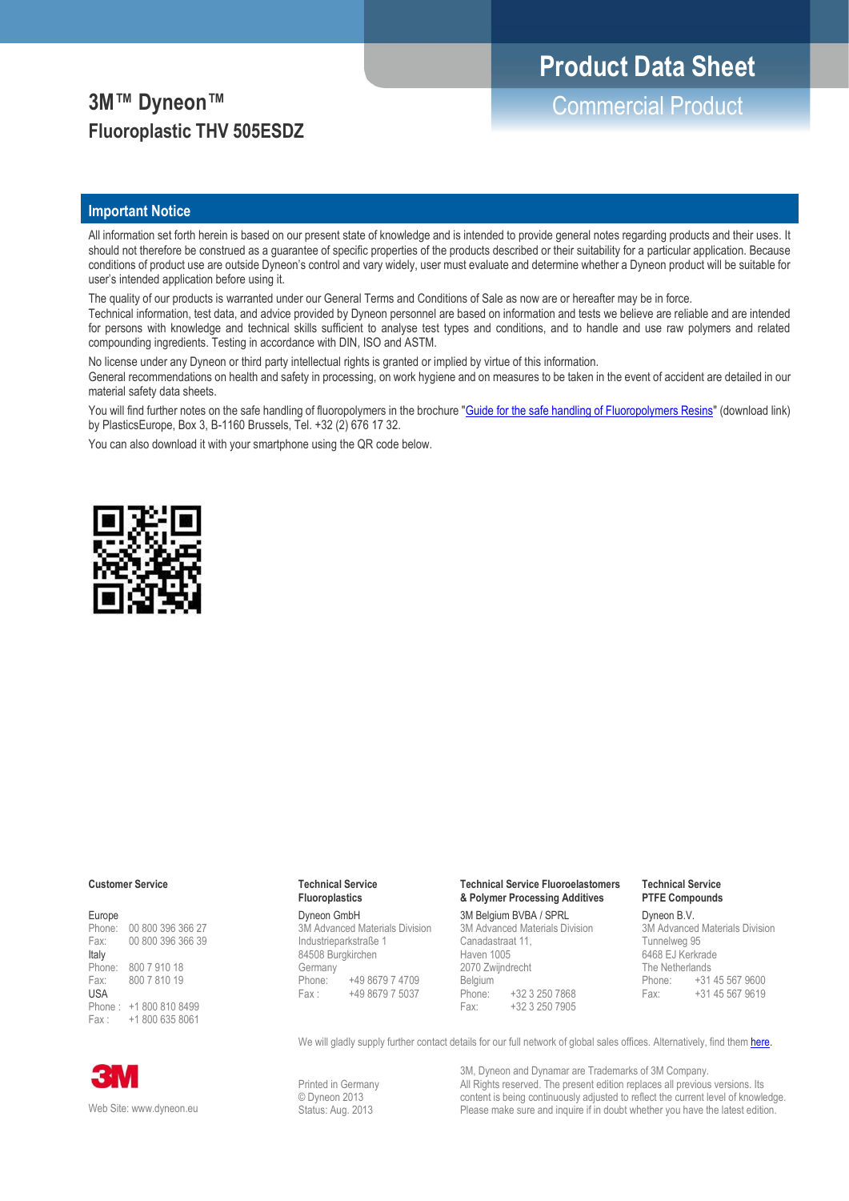# Product Data Sheet

## Commercial Product

**3M™ Dyneon™**
**Fluoroplastic THV 505ESDZ**

## Important Notice

All information set forth herein is based on our present state of knowledge and is intended to provide general notes regarding products and their uses. It should not therefore be construed as a guarantee of specific properties of the products described or their suitability for a particular application. Because conditions of product use are outside Dyneon's control and vary widely, user must evaluate and determine whether a Dyneon product will be suitable for user's intended application before using it.

The quality of our products is warranted under our General Terms and Conditions of Sale as now are or hereafter may be in force.
Technical information, test data, and advice provided by Dyneon personnel are based on information and tests we believe are reliable and are intended for persons with knowledge and technical skills sufficient to analyse test types and conditions, and to handle and use raw polymers and related compounding ingredients. Testing in accordance with DIN, ISO and ASTM.

No license under any Dyneon or third party intellectual rights is granted or implied by virtue of this information.
General recommendations on health and safety in processing, on work hygiene and on measures to be taken in the event of accident are detailed in our material safety data sheets.

You will find further notes on the safe handling of fluoropolymers in the brochure "Guide for the safe handling of Fluoropolymers Resins" (download link) by PlasticsEurope, Box 3, B-1160 Brussels, Tel. +32 (2) 676 17 32.

You can also download it with your smartphone using the QR code below.

**Customer Service**

Europe
Phone: 00 800 396 366 27
Fax: 00 800 396 366 39
Italy
Phone: 800 7 910 18
Fax: 800 7 810 19
USA
Phone : +1 800 810 8499
Fax : +1 800 635 8061

**Technical Service Fluoroplastics**

Dyneon GmbH
3M Advanced Materials Division
Industrieparkstraße 1
84508 Burgkirchen
Germany
Phone: +49 8679 7 4709
Fax : +49 8679 7 5037

**Technical Service Fluoroelastomers & Polymer Processing Additives**

3M Belgium BVBA / SPRL
3M Advanced Materials Division
Canadastraat 11,
Haven 1005
2070 Zwijndrecht
Belgium
Phone: +32 3 250 7868
Fax: +32 3 250 7905

**Technical Service PTFE Compounds**

Dyneon B.V.
3M Advanced Materials Division
Tunnelweg 95
6468 EJ Kerkrade
The Netherlands
Phone: +31 45 567 9600
Fax: +31 45 567 9619

We will gladly supply further contact details for our full network of global sales offices. Alternatively, find them here.

Web Site: www.dyneon.eu

Printed in Germany
© Dyneon 2013
Status: Aug. 2013

3M, Dyneon and Dynamar are Trademarks of 3M Company.
All Rights reserved. The present edition replaces all previous versions. Its content is being continuously adjusted to reflect the current level of knowledge. Please make sure and inquire if in doubt whether you have the latest edition.